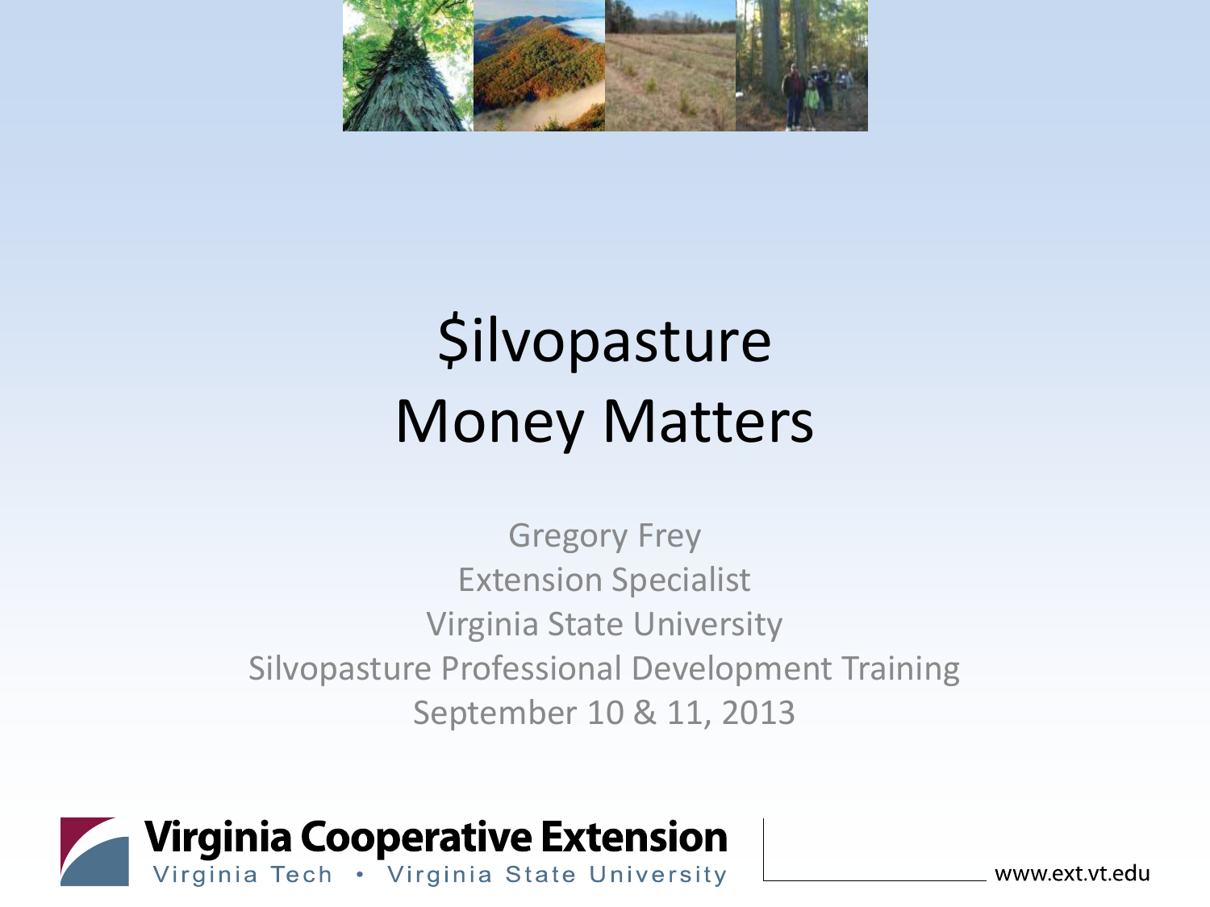# $ilvopasture Money Matters

Gregory Frey
Extension Specialist
Virginia State University
Silvopasture Professional Development Training
September 10 & 11, 2013

Virginia Cooperative Extension
Virginia Tech • Virginia State University

www.ext.vt.edu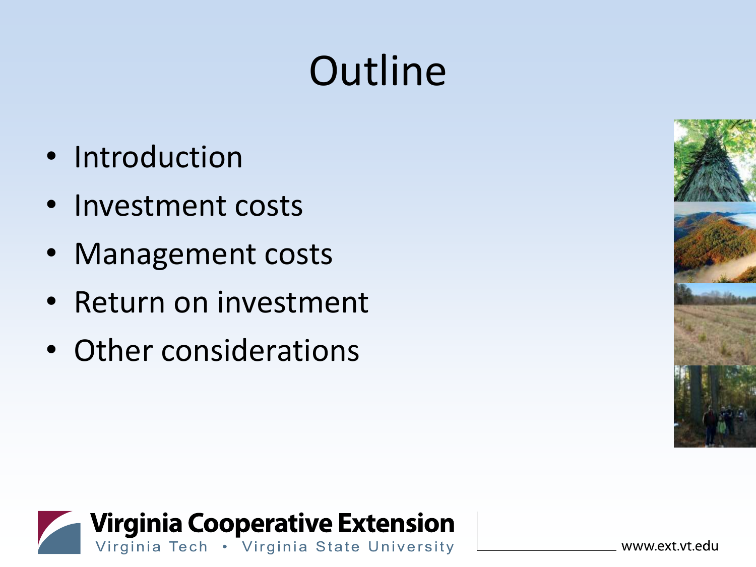# Outline

- Introduction
- Investment costs
- Management costs
- Return on investment
- Other considerations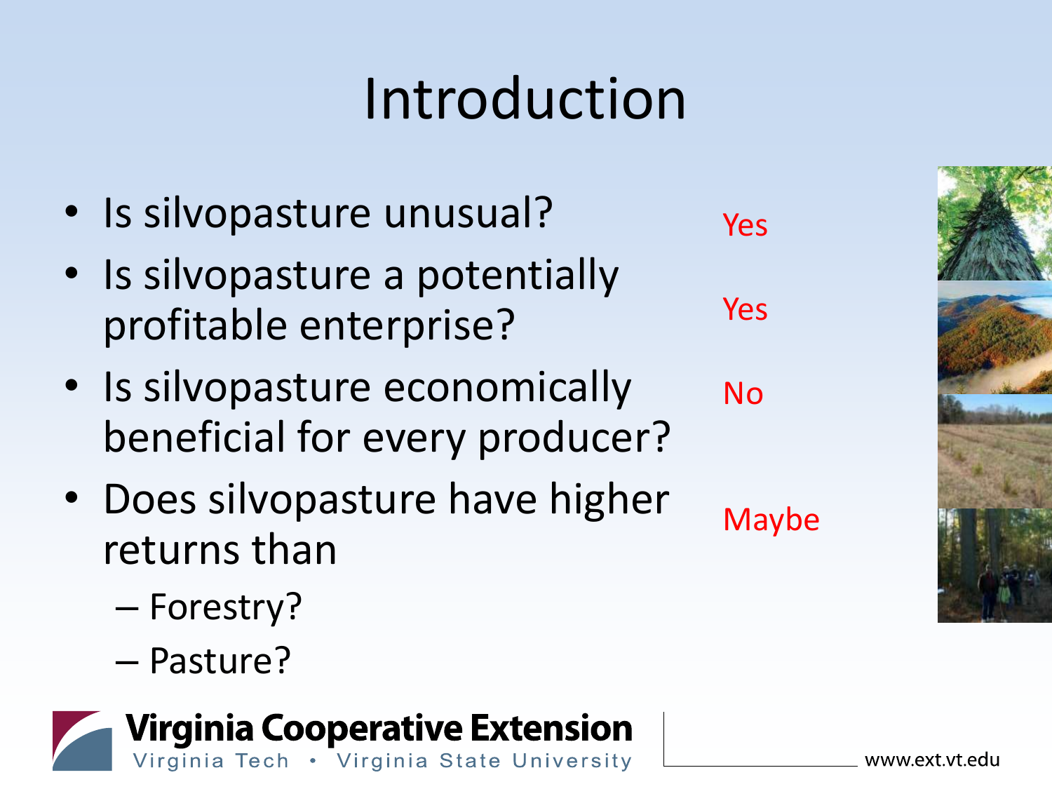# Introduction

- Is silvopasture unusual? Yes
- Is silvopasture a potentially profitable enterprise? Yes
- Is silvopasture economically beneficial for every producer? No
- Does silvopasture have higher returns than Maybe
  - Forestry?
  - Pasture?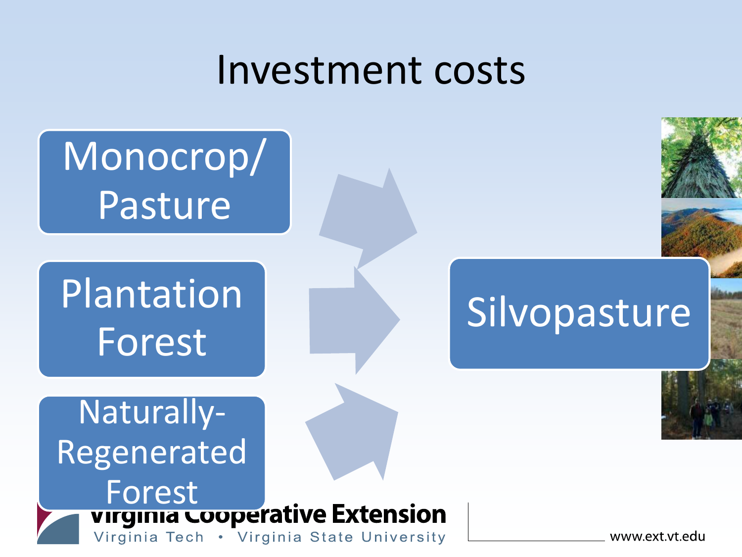# Investment costs

- Monocrop/ Pasture
- Plantation Forest
- Naturally-Regenerated Forest

→ Silvopasture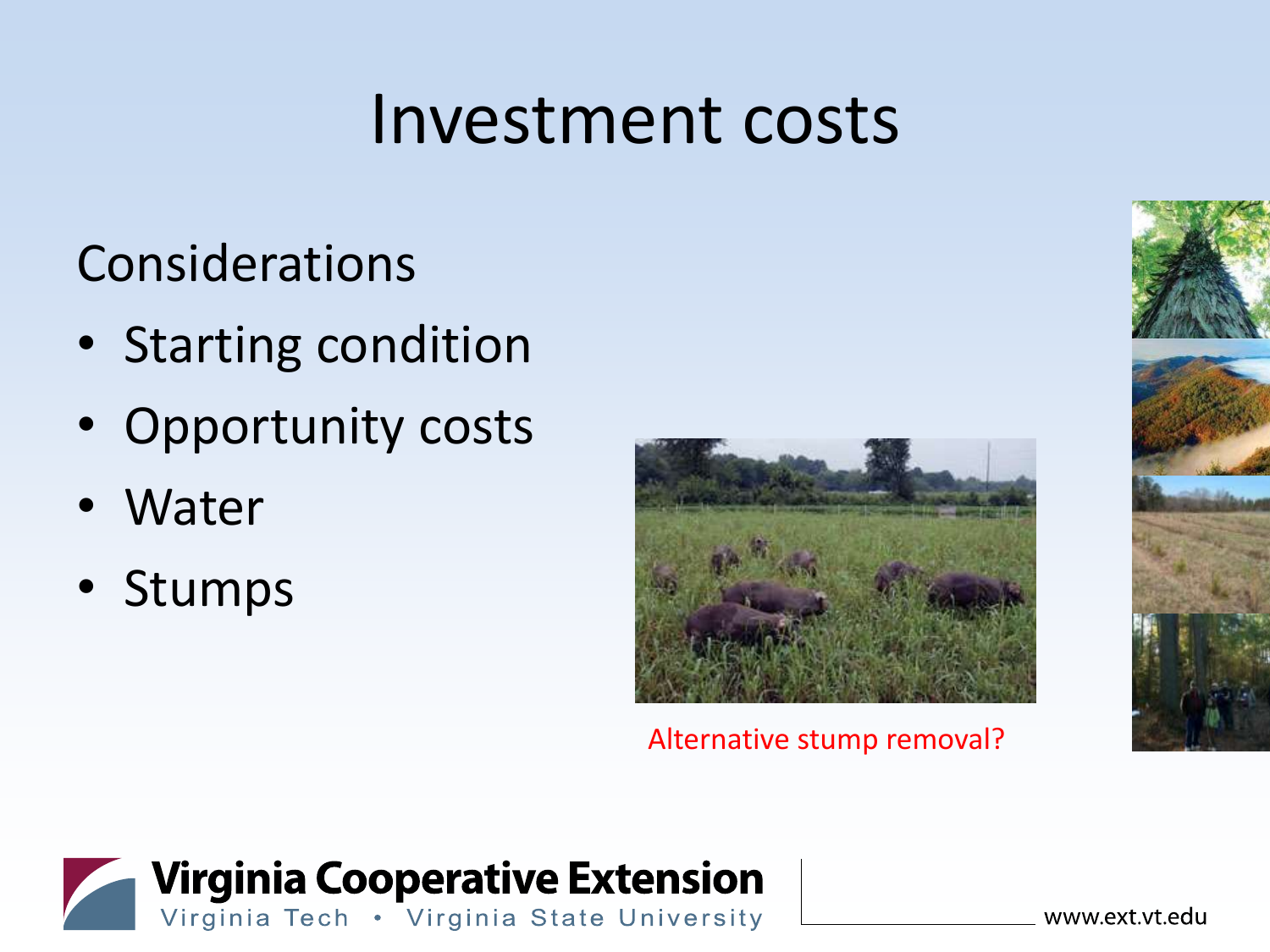# Investment costs

Considerations

- Starting condition
- Opportunity costs
- Water
- Stumps

Alternative stump removal?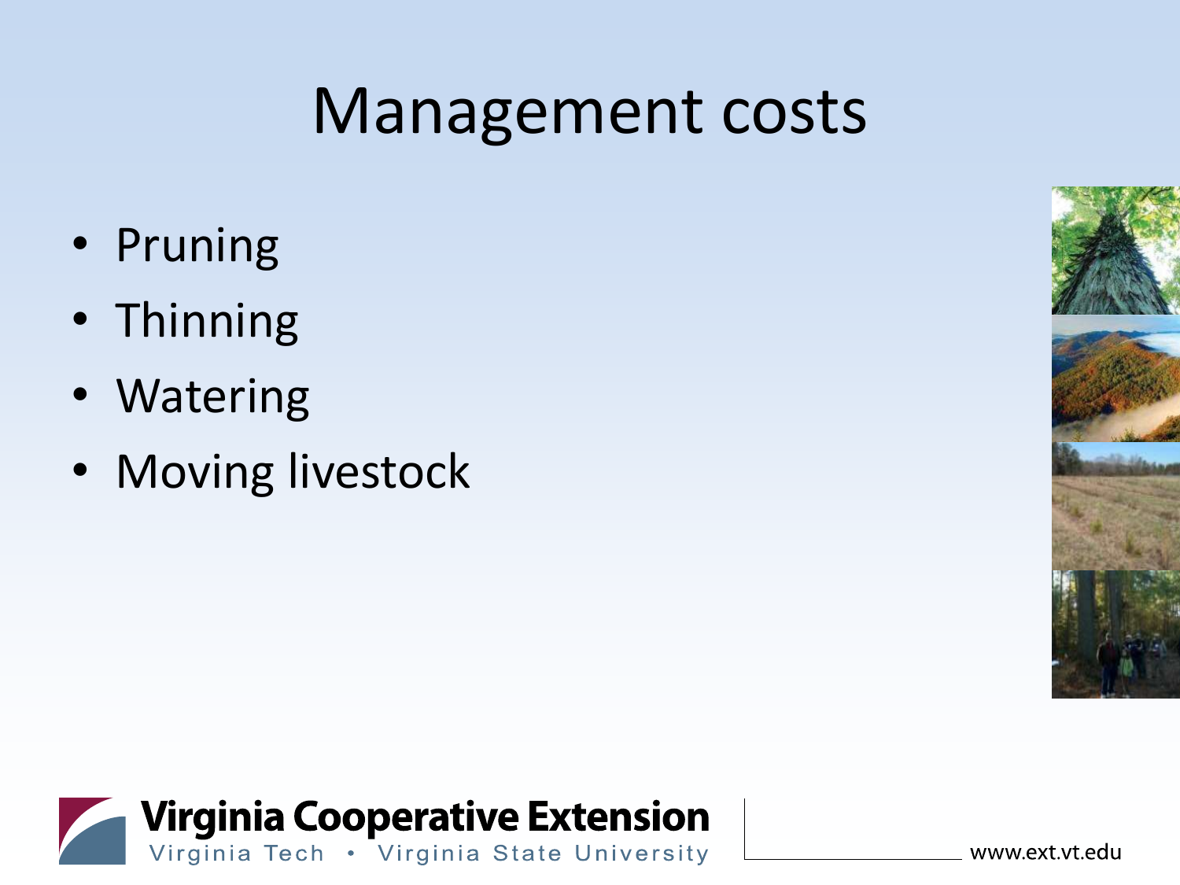# Management costs

- Pruning
- Thinning
- Watering
- Moving livestock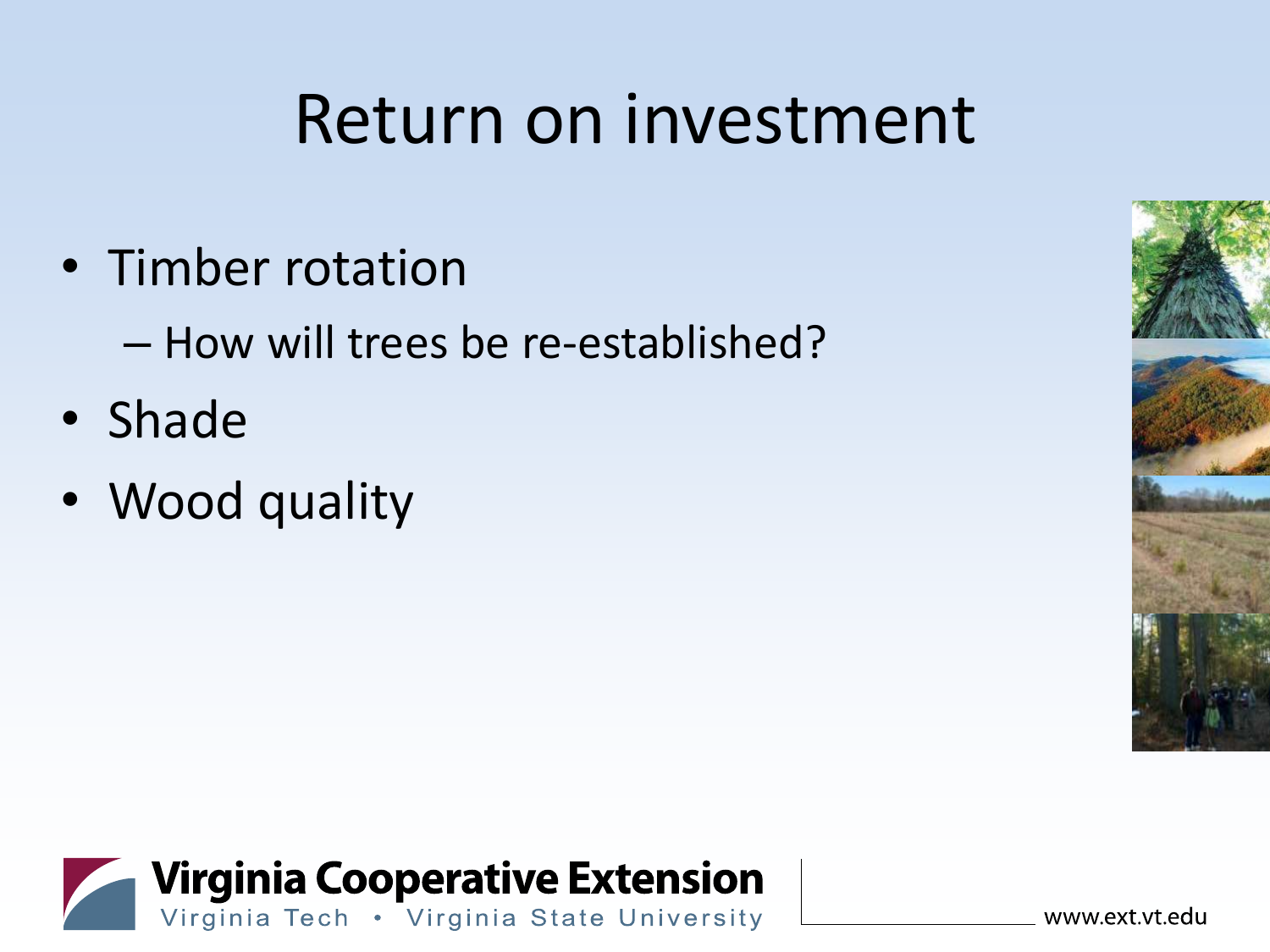# Return on investment

- Timber rotation
  - How will trees be re-established?
- Shade
- Wood quality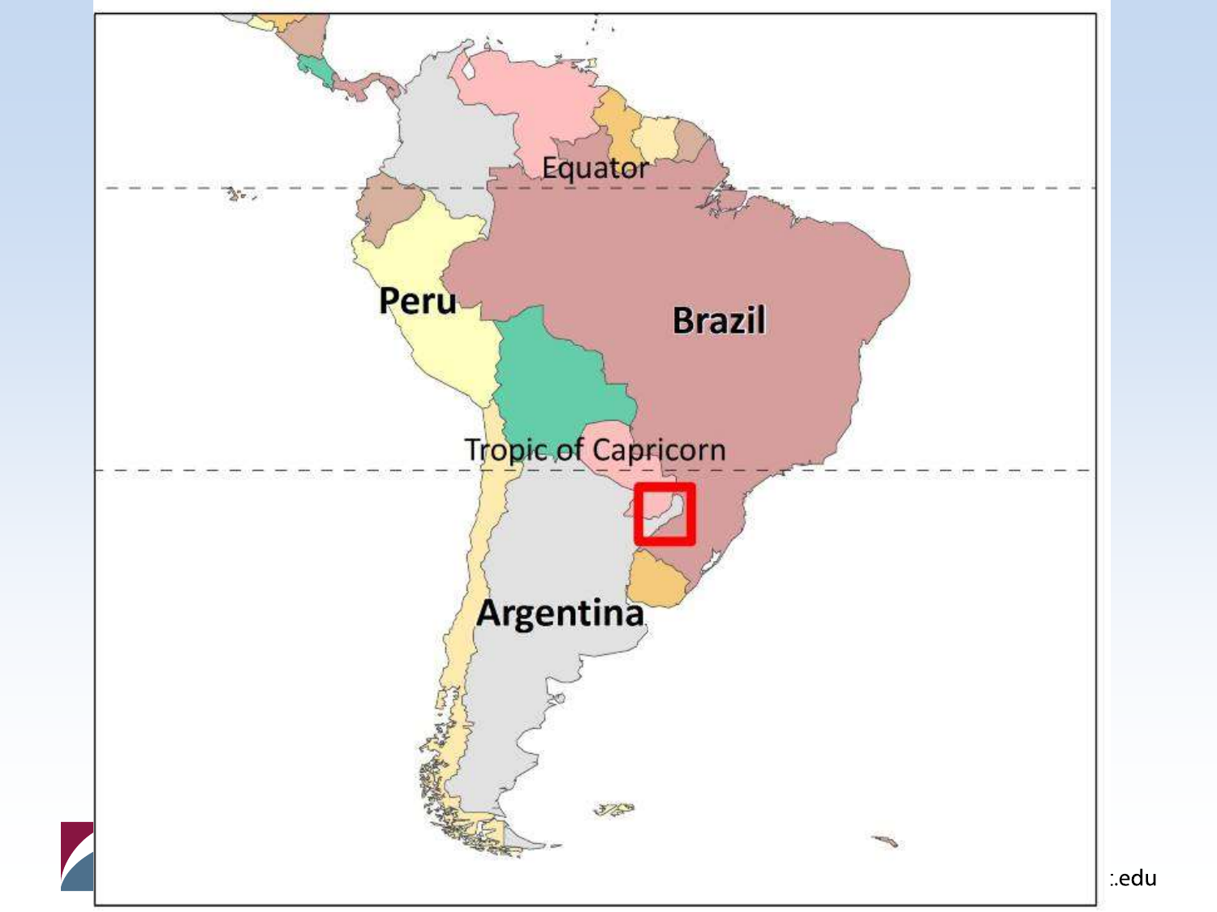Equator

Peru

Brazil

Tropic of Capricorn

Argentina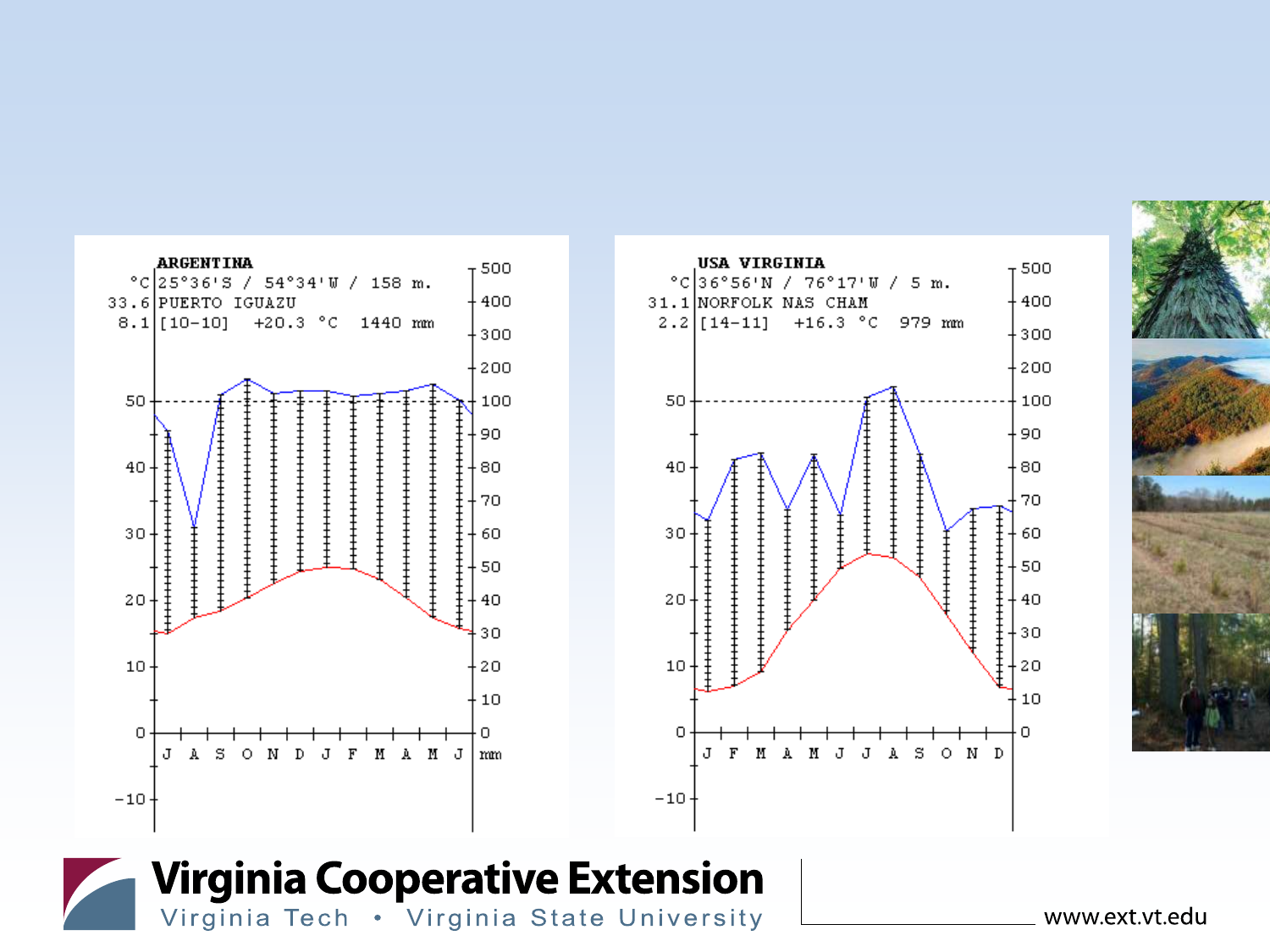**ARGENTINA**
°C 25°36'S / 54°34'W / 158 m.
33.6 PUERTO IGUAZU
8.1 [10-10] +20.3 °C 1440 mm

**USA VIRGINIA**
°C 36°56'N / 76°17'W / 5 m.
31.1 NORFOLK NAS CHAM
2.2 [14-11] +16.3 °C 979 mm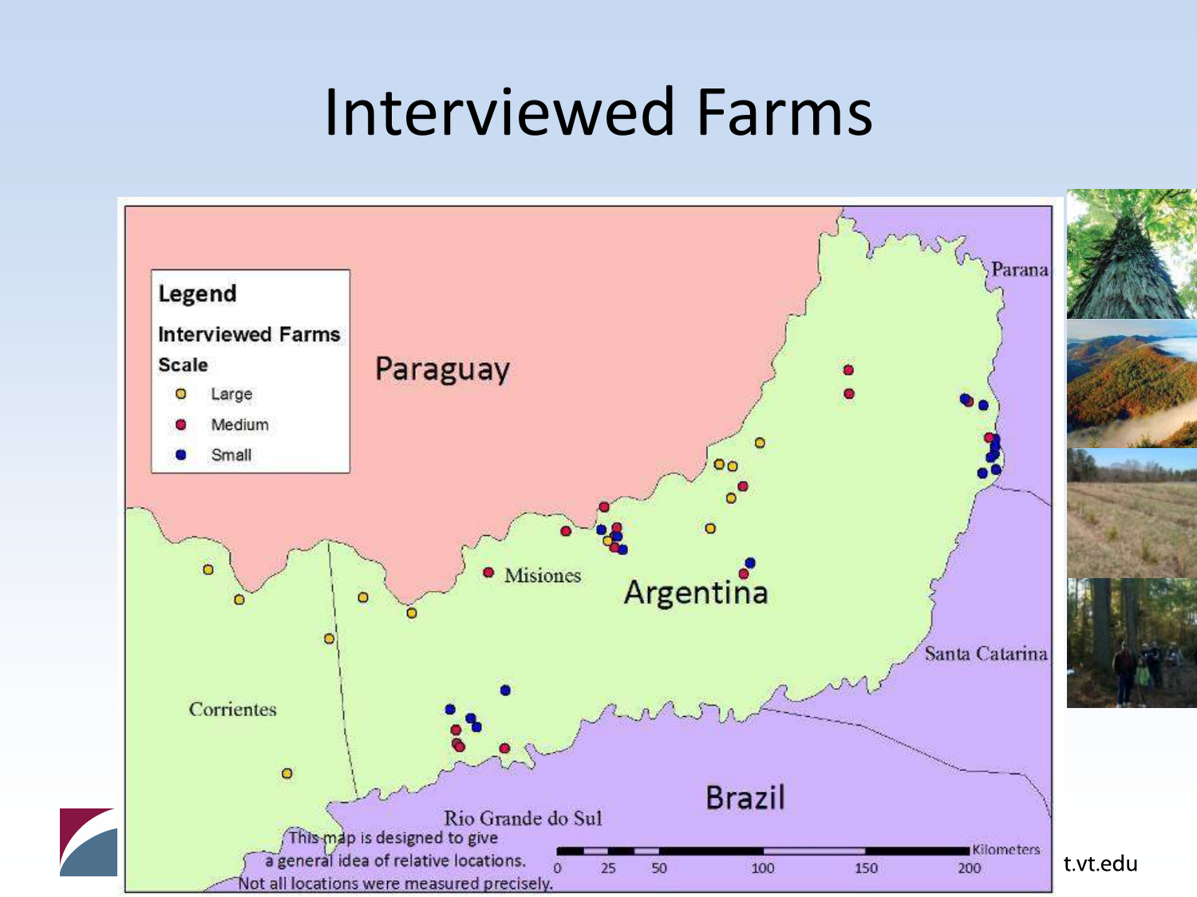# Interviewed Farms

**Legend**

**Interviewed Farms**

**Scale**

- Large
- Medium
- Small

Paraguay

Parana

Misiones

Argentina

Santa Catarina

Corrientes

Brazil

Rio Grande do Sul

This map is designed to give a general idea of relative locations. Not all locations were measured precisely.

Kilometers: 0, 25, 50, 100, 150, 200

t.vt.edu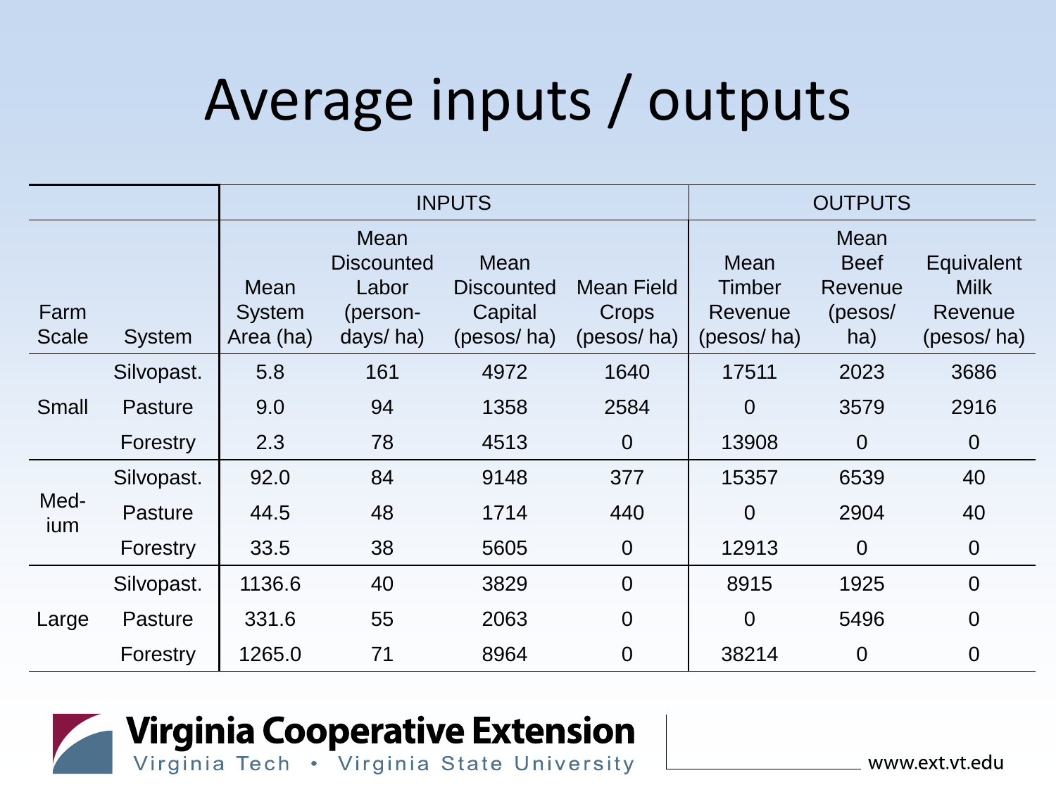# Average inputs / outputs

| | | INPUTS | | | | OUTPUTS | | |
|---|---|---|---|---|---|---|---|---|
| Farm Scale | System | Mean System Area (ha) | Mean Discounted Labor (person-days/ ha) | Mean Discounted Capital (pesos/ ha) | Mean Field Crops (pesos/ ha) | Mean Timber Revenue (pesos/ ha) | Mean Beef Revenue (pesos/ ha) | Equivalent Milk Revenue (pesos/ ha) |
| Small | Silvopast. | 5.8 | 161 | 4972 | 1640 | 17511 | 2023 | 3686 |
| | Pasture | 9.0 | 94 | 1358 | 2584 | 0 | 3579 | 2916 |
| | Forestry | 2.3 | 78 | 4513 | 0 | 13908 | 0 | 0 |
| Med-ium | Silvopast. | 92.0 | 84 | 9148 | 377 | 15357 | 6539 | 40 |
| | Pasture | 44.5 | 48 | 1714 | 440 | 0 | 2904 | 40 |
| | Forestry | 33.5 | 38 | 5605 | 0 | 12913 | 0 | 0 |
| Large | Silvopast. | 1136.6 | 40 | 3829 | 0 | 8915 | 1925 | 0 |
| | Pasture | 331.6 | 55 | 2063 | 0 | 0 | 5496 | 0 |
| | Forestry | 1265.0 | 71 | 8964 | 0 | 38214 | 0 | 0 |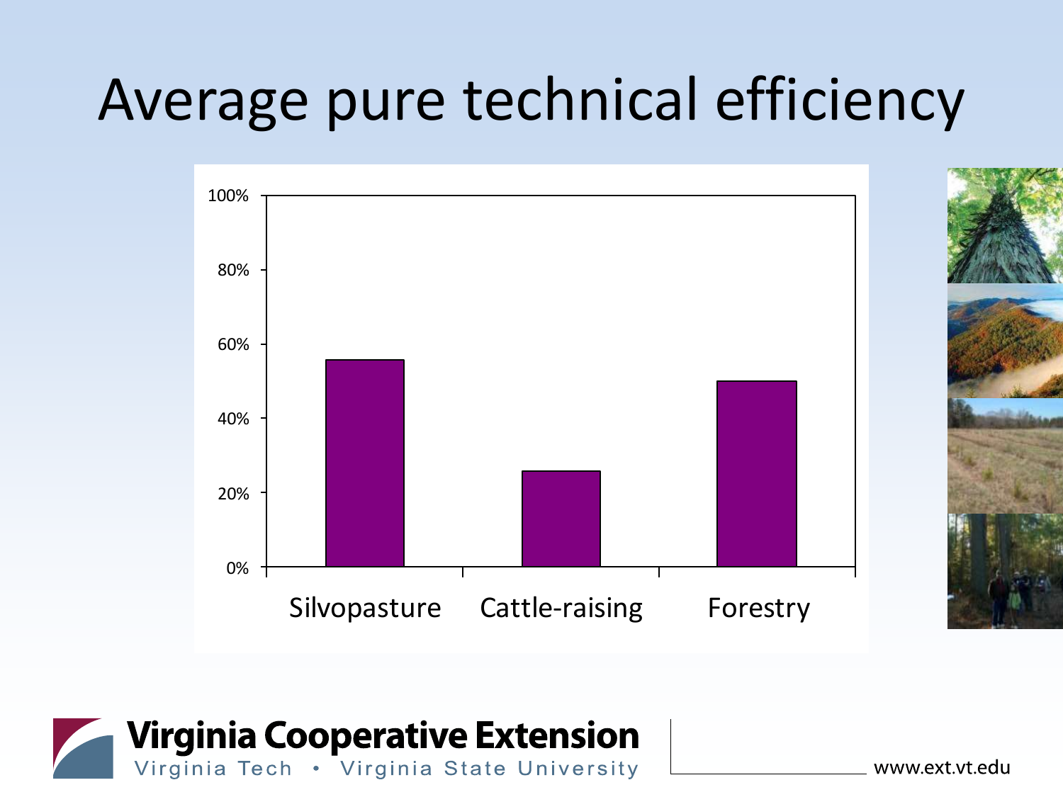# Average pure technical efficiency

| | Silvopasture | Cattle-raising | Forestry |
|---|---|---|---|
| Average pure technical efficiency | ~56% | ~26% | ~50% |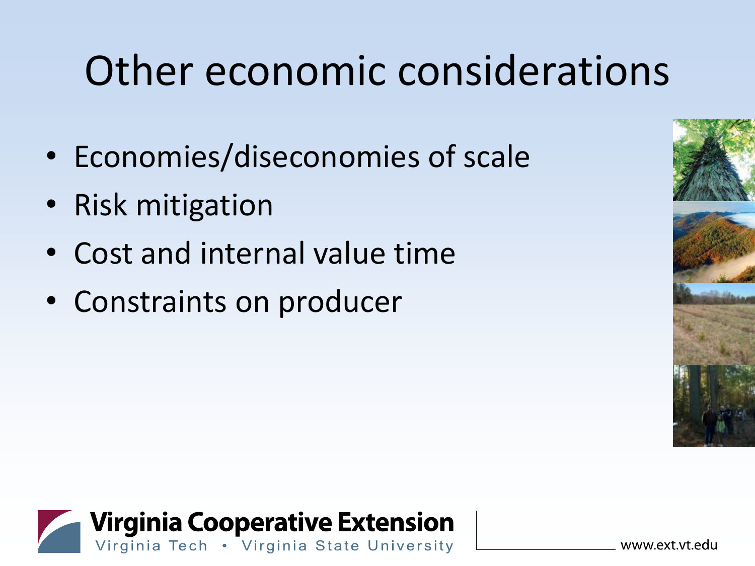# Other economic considerations

- Economies/diseconomies of scale
- Risk mitigation
- Cost and internal value time
- Constraints on producer